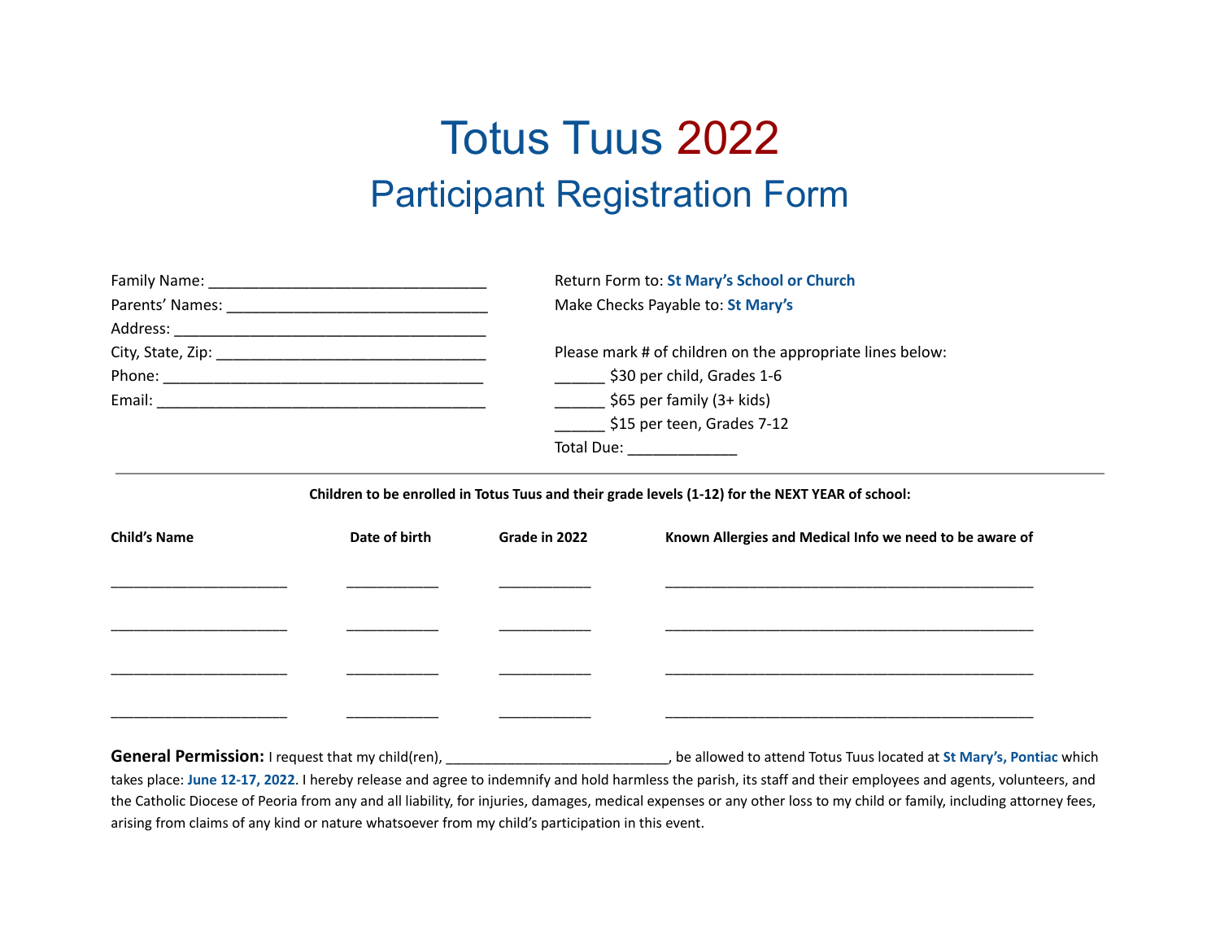# Totus Tuus 2022

## Participant Registration Form

Family Name: ___________________________________

Parents' Names: ________________________________

Address: _______________________________________

City, State, Zip: ________________________________

Phone: ________________________________________

Email: _________________________________________

Return Form to: **St Mary's School or Church**

Make Checks Payable to: **St Mary's**

Please mark # of children on the appropriate lines below:

______ $30 per child, Grades 1-6

______ $65 per family (3+ kids)

______ $15 per teen, Grades 7-12

Total Due: _____________

---

**Children to be enrolled in Totus Tuus and their grade levels (1-12) for the NEXT YEAR of school:**

| Child's Name | Date of birth | Grade in 2022 | Known Allergies and Medical Info we need to be aware of |
|---|---|---|---|
| ______________________ | ____________ | ____________ | ______________________________________________ |
| ______________________ | ____________ | ____________ | ______________________________________________ |
| ______________________ | ____________ | ____________ | ______________________________________________ |
| ______________________ | ____________ | ____________ | ______________________________________________ |

**General Permission:** I request that my child(ren), ______________________________, be allowed to attend Totus Tuus located at **St Mary's, Pontiac** which takes place: **June 12-17, 2022**. I hereby release and agree to indemnify and hold harmless the parish, its staff and their employees and agents, volunteers, and the Catholic Diocese of Peoria from any and all liability, for injuries, damages, medical expenses or any other loss to my child or family, including attorney fees, arising from claims of any kind or nature whatsoever from my child's participation in this event.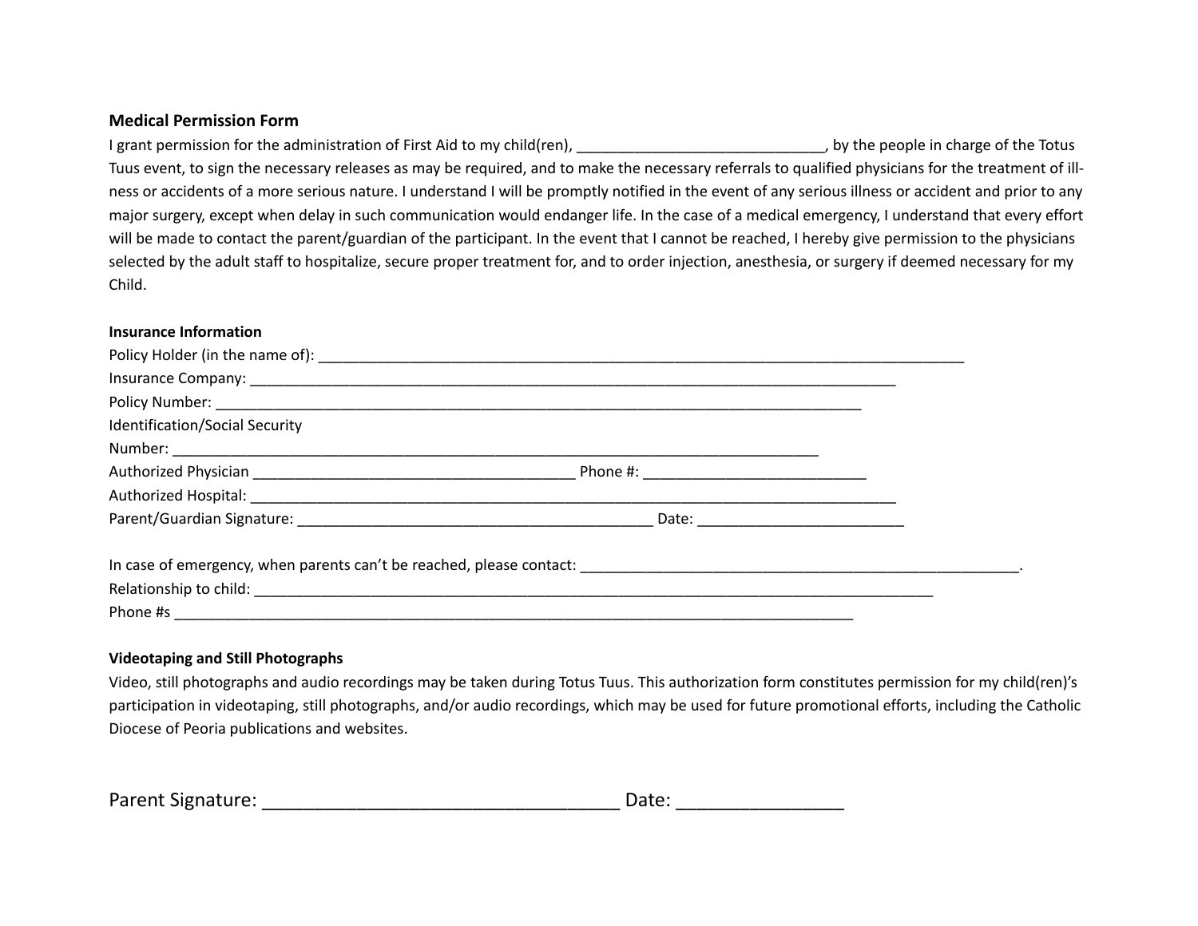**Medical Permission Form**

I grant permission for the administration of First Aid to my child(ren), ______________________________, by the people in charge of the Totus Tuus event, to sign the necessary releases as may be required, and to make the necessary referrals to qualified physicians for the treatment of illness or accidents of a more serious nature. I understand I will be promptly notified in the event of any serious illness or accident and prior to any major surgery, except when delay in such communication would endanger life. In the case of a medical emergency, I understand that every effort will be made to contact the parent/guardian of the participant. In the event that I cannot be reached, I hereby give permission to the physicians selected by the adult staff to hospitalize, secure proper treatment for, and to order injection, anesthesia, or surgery if deemed necessary for my Child.

**Insurance Information**

Policy Holder (in the name of): ______________________________________________________________________________

Insurance Company: ______________________________________________________________________________

Policy Number: ______________________________________________________________________________

Identification/Social Security

Number: ______________________________________________________________________________

Authorized Physician ________________________________________ Phone #: ____________________________

Authorized Hospital: ______________________________________________________________________________

Parent/Guardian Signature: _____________________________________________ Date: _________________________

In case of emergency, when parents can't be reached, please contact: ________________________________________________________.

Relationship to child: ________________________________________________________________________________________

Phone #s ________________________________________________________________________________________

**Videotaping and Still Photographs**

Video, still photographs and audio recordings may be taken during Totus Tuus. This authorization form constitutes permission for my child(ren)'s participation in videotaping, still photographs, and/or audio recordings, which may be used for future promotional efforts, including the Catholic Diocese of Peoria publications and websites.

Parent Signature: ___________________________________ Date: ________________